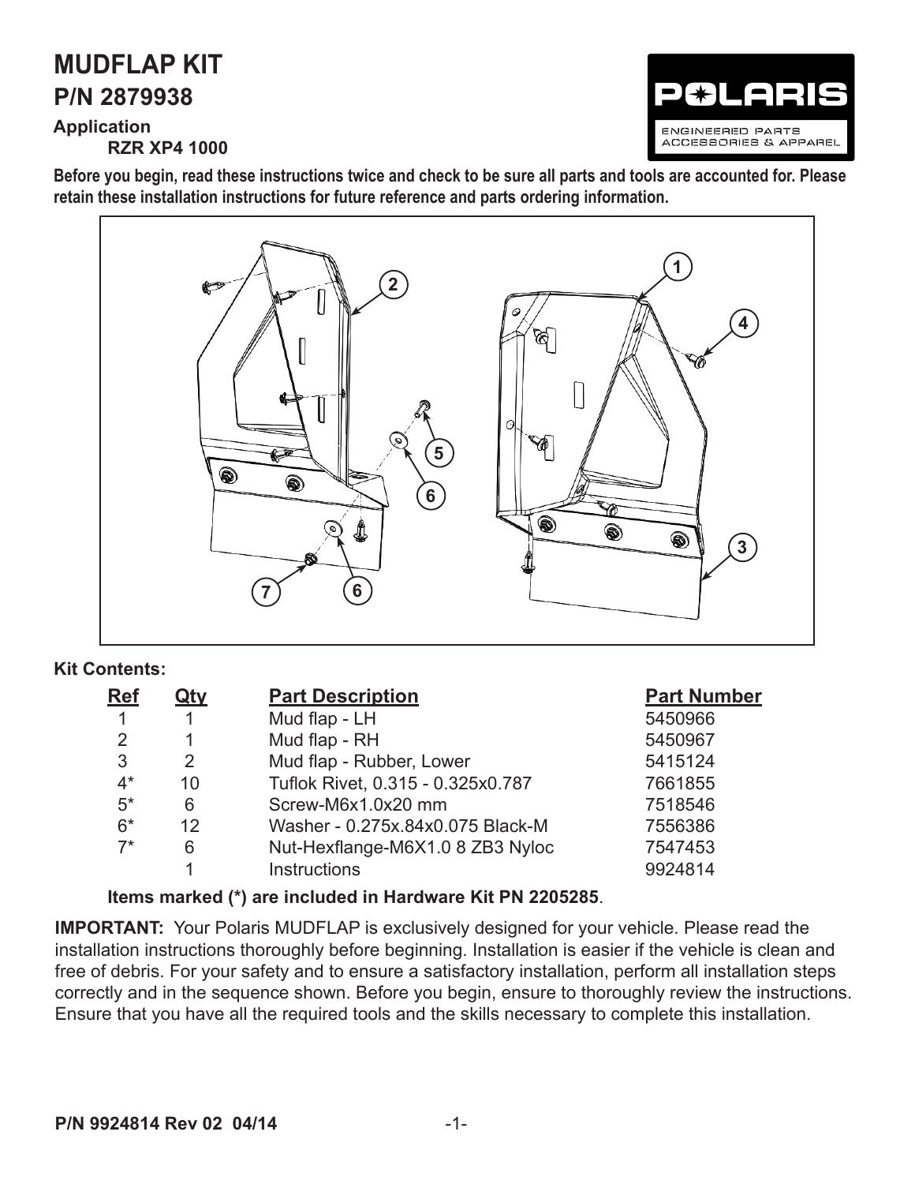# MUDFLAP KIT

## P/N 2879938

**Application**

**RZR XP4 1000**

POLARIS ENGINEERED PARTS ACCESSORIES & APPAREL

**Before you begin, read these instructions twice and check to be sure all parts and tools are accounted for. Please retain these installation instructions for future reference and parts ordering information.**

**Kit Contents:**

| Ref | Qty | Part Description | Part Number |
|---|---|---|---|
| 1 | 1 | Mud flap - LH | 5450966 |
| 2 | 1 | Mud flap - RH | 5450967 |
| 3 | 2 | Mud flap - Rubber, Lower | 5415124 |
| 4* | 10 | Tuflok Rivet, 0.315 - 0.325x0.787 | 7661855 |
| 5* | 6 | Screw-M6x1.0x20 mm | 7518546 |
| 6* | 12 | Washer - 0.275x.84x0.075 Black-M | 7556386 |
| 7* | 6 | Nut-Hexflange-M6X1.0 8 ZB3 Nyloc | 7547453 |
| | 1 | Instructions | 9924814 |

**Items marked (*) are included in Hardware Kit PN 2205285**.

**IMPORTANT:** Your Polaris MUDFLAP is exclusively designed for your vehicle. Please read the installation instructions thoroughly before beginning. Installation is easier if the vehicle is clean and free of debris. For your safety and to ensure a satisfactory installation, perform all installation steps correctly and in the sequence shown. Before you begin, ensure to thoroughly review the instructions. Ensure that you have all the required tools and the skills necessary to complete this installation.

P/N 9924814 Rev 02 04/14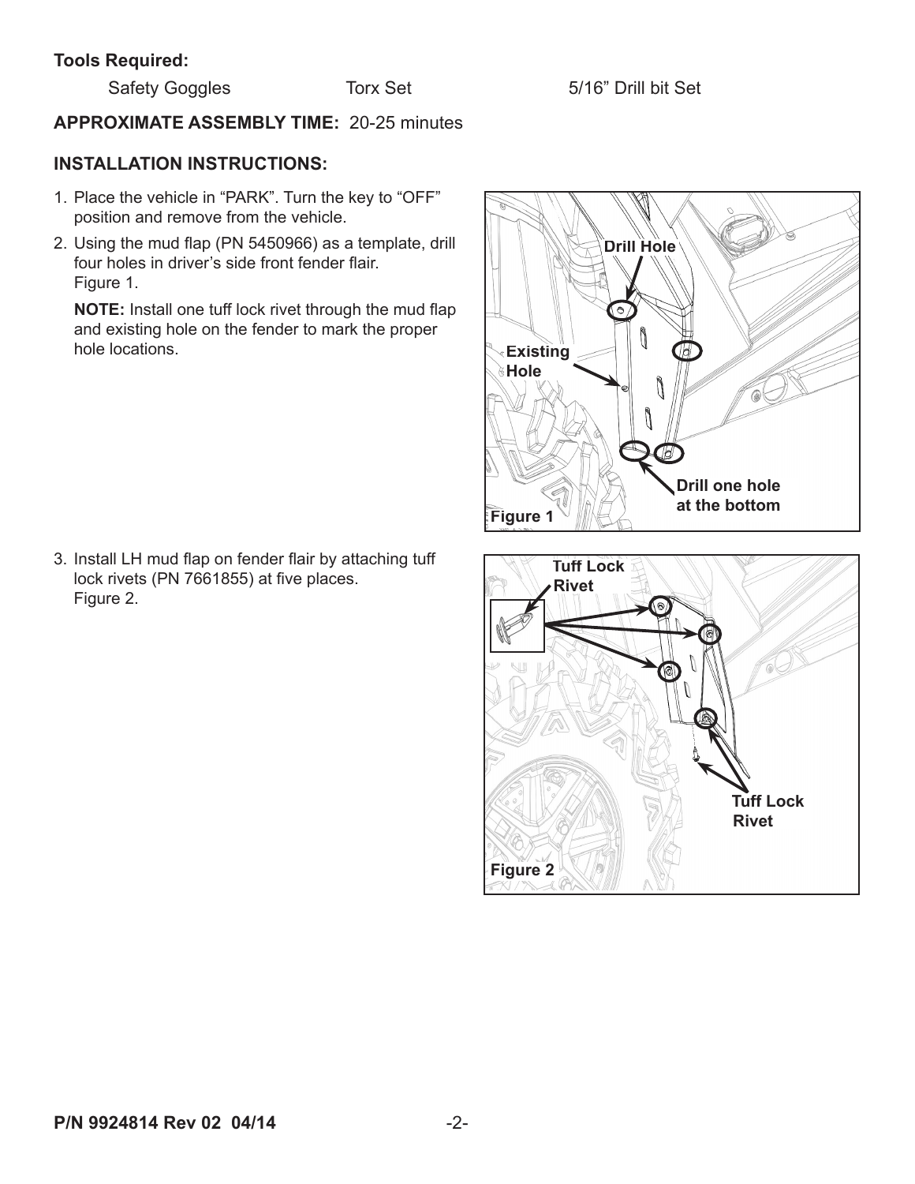**Tools Required:**

Safety Goggles | Torx Set | 5/16" Drill bit Set

**APPROXIMATE ASSEMBLY TIME:** 20-25 minutes

**INSTALLATION INSTRUCTIONS:**

1. Place the vehicle in "PARK". Turn the key to "OFF" position and remove from the vehicle.
2. Using the mud flap (PN 5450966) as a template, drill four holes in driver's side front fender flair. Figure 1.

   **NOTE:** Install one tuff lock rivet through the mud flap and existing hole on the fender to mark the proper hole locations.

Figure 1

3. Install LH mud flap on fender flair by attaching tuff lock rivets (PN 7661855) at five places. Figure 2.

Figure 2

P/N 9924814 Rev 02 04/14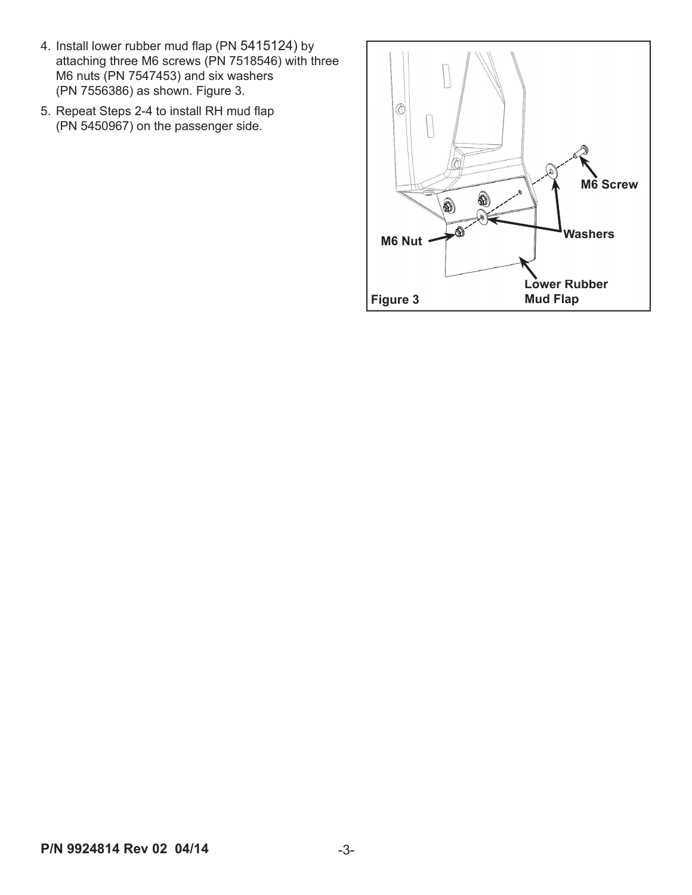4. Install lower rubber mud flap (PN 5415124) by attaching three M6 screws (PN 7518546) with three M6 nuts (PN 7547453) and six washers (PN 7556386) as shown. Figure 3.
5. Repeat Steps 2-4 to install RH mud flap (PN 5450967) on the passenger side.

M6 Screw

Washers

M6 Nut

Lower Rubber Mud Flap

Figure 3

P/N 9924814 Rev 02 04/14